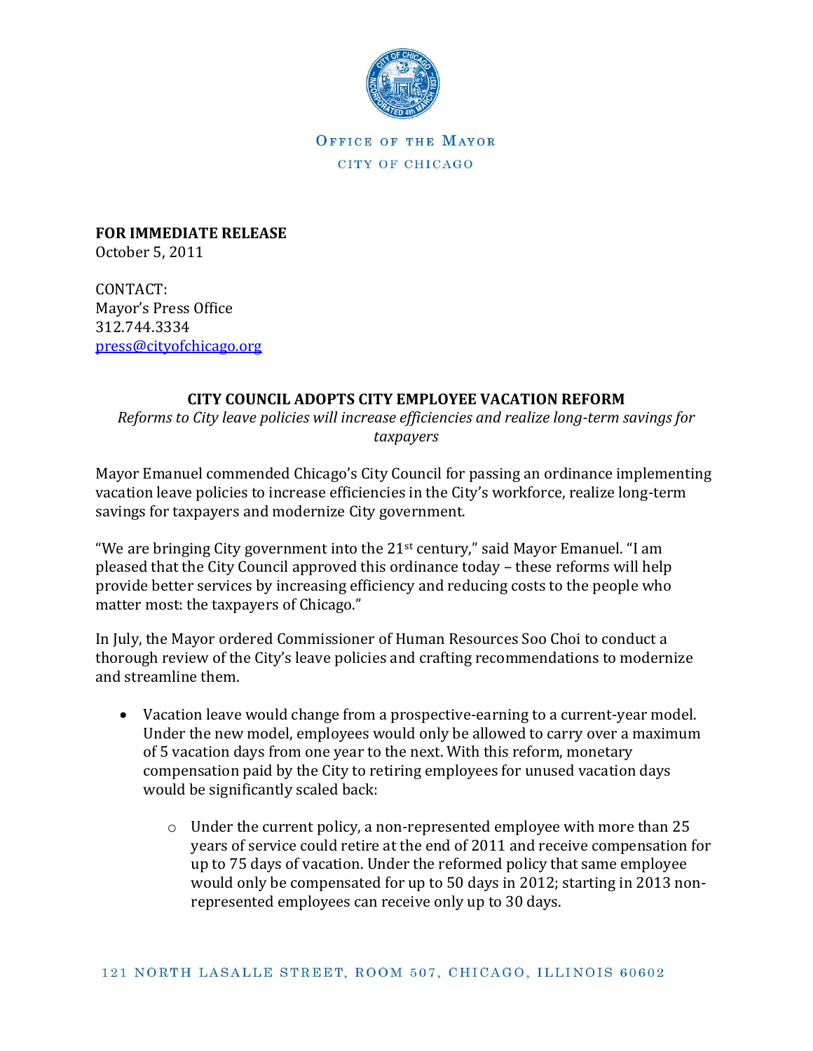OFFICE OF THE MAYOR

CITY OF CHICAGO

**FOR IMMEDIATE RELEASE**
October 5, 2011

CONTACT:
Mayor's Press Office
312.744.3334
press@cityofchicago.org

## CITY COUNCIL ADOPTS CITY EMPLOYEE VACATION REFORM

*Reforms to City leave policies will increase efficiencies and realize long-term savings for taxpayers*

Mayor Emanuel commended Chicago's City Council for passing an ordinance implementing vacation leave policies to increase efficiencies in the City's workforce, realize long-term savings for taxpayers and modernize City government.

"We are bringing City government into the 21st century," said Mayor Emanuel. "I am pleased that the City Council approved this ordinance today – these reforms will help provide better services by increasing efficiency and reducing costs to the people who matter most: the taxpayers of Chicago."

In July, the Mayor ordered Commissioner of Human Resources Soo Choi to conduct a thorough review of the City's leave policies and crafting recommendations to modernize and streamline them.

- Vacation leave would change from a prospective-earning to a current-year model. Under the new model, employees would only be allowed to carry over a maximum of 5 vacation days from one year to the next. With this reform, monetary compensation paid by the City to retiring employees for unused vacation days would be significantly scaled back:
    - Under the current policy, a non-represented employee with more than 25 years of service could retire at the end of 2011 and receive compensation for up to 75 days of vacation. Under the reformed policy that same employee would only be compensated for up to 50 days in 2012; starting in 2013 non-represented employees can receive only up to 30 days.

121 NORTH LASALLE STREET, ROOM 507, CHICAGO, ILLINOIS 60602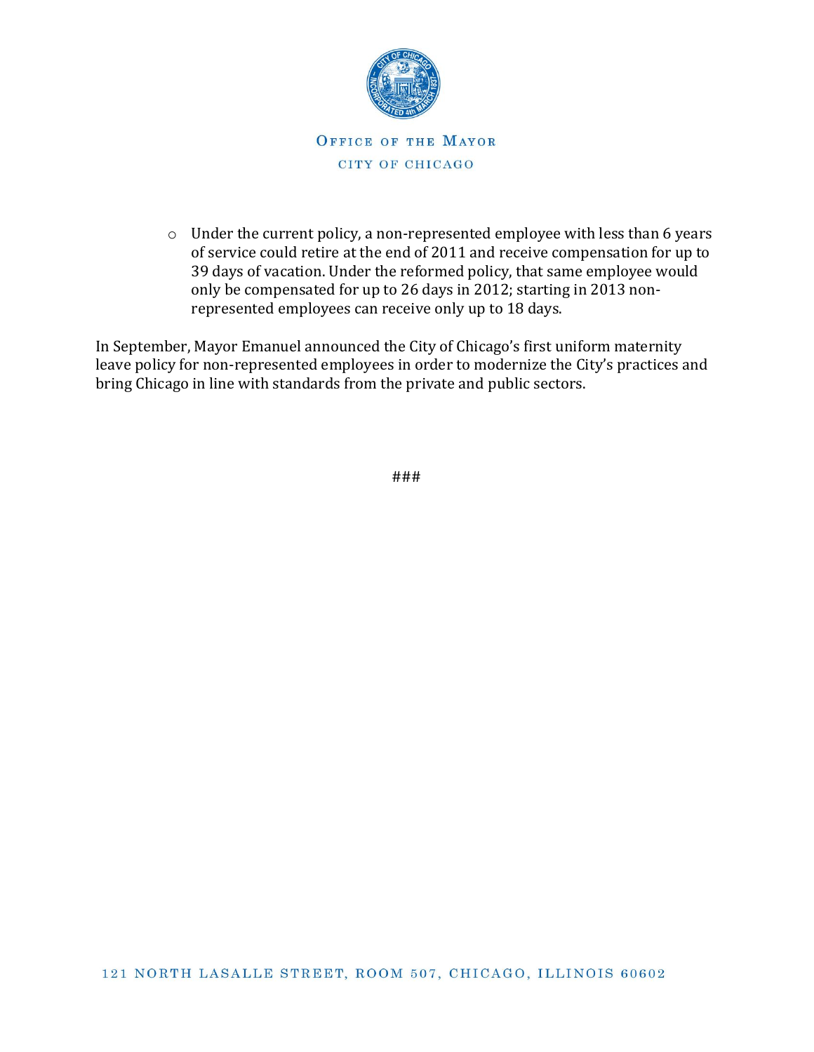- Under the current policy, a non-represented employee with less than 6 years of service could retire at the end of 2011 and receive compensation for up to 39 days of vacation. Under the reformed policy, that same employee would only be compensated for up to 26 days in 2012; starting in 2013 non-represented employees can receive only up to 18 days.

In September, Mayor Emanuel announced the City of Chicago's first uniform maternity leave policy for non-represented employees in order to modernize the City's practices and bring Chicago in line with standards from the private and public sectors.

###